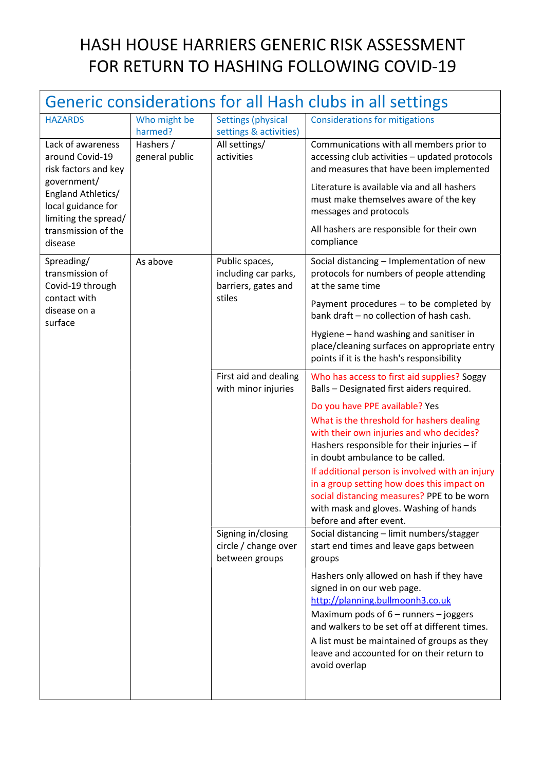# HASH HOUSE HARRIERS GENERIC RISK ASSESSMENT FOR RETURN TO HASHING FOLLOWING COVID-19

| Generic considerations for all Hash clubs in all settings | | | |
|---|---|---|---|
| HAZARDS | Who might be harmed? | Settings (physical settings & activities) | Considerations for mitigations |
| Lack of awareness around Covid-19 risk factors and key government/ England Athletics/ local guidance for limiting the spread/ transmission of the disease | Hashers / general public | All settings/ activities | Communications with all members prior to accessing club activities – updated protocols and measures that have been implemented<br><br>Literature is available via and all hashers must make themselves aware of the key messages and protocols<br><br>All hashers are responsible for their own compliance |
| Spreading/ transmission of Covid-19 through contact with disease on a surface | As above | Public spaces, including car parks, barriers, gates and stiles | Social distancing – Implementation of new protocols for numbers of people attending at the same time<br><br>Payment procedures – to be completed by bank draft – no collection of hash cash.<br><br>Hygiene – hand washing and sanitiser in place/cleaning surfaces on appropriate entry points if it is the hash's responsibility |
| | | First aid and dealing with minor injuries | Who has access to first aid supplies? Soggy Balls – Designated first aiders required.<br><br>Do you have PPE available? Yes<br><br>What is the threshold for hashers dealing with their own injuries and who decides? Hashers responsible for their injuries – if in doubt ambulance to be called.<br><br>If additional person is involved with an injury in a group setting how does this impact on social distancing measures? PPE to be worn with mask and gloves. Washing of hands before and after event. |
| | | Signing in/closing circle / change over between groups | Social distancing – limit numbers/stagger start end times and leave gaps between groups<br><br>Hashers only allowed on hash if they have signed in on our web page. http://planning.bullmoonh3.co.uk<br><br>Maximum pods of 6 – runners – joggers and walkers to be set off at different times.<br><br>A list must be maintained of groups as they leave and accounted for on their return to avoid overlap |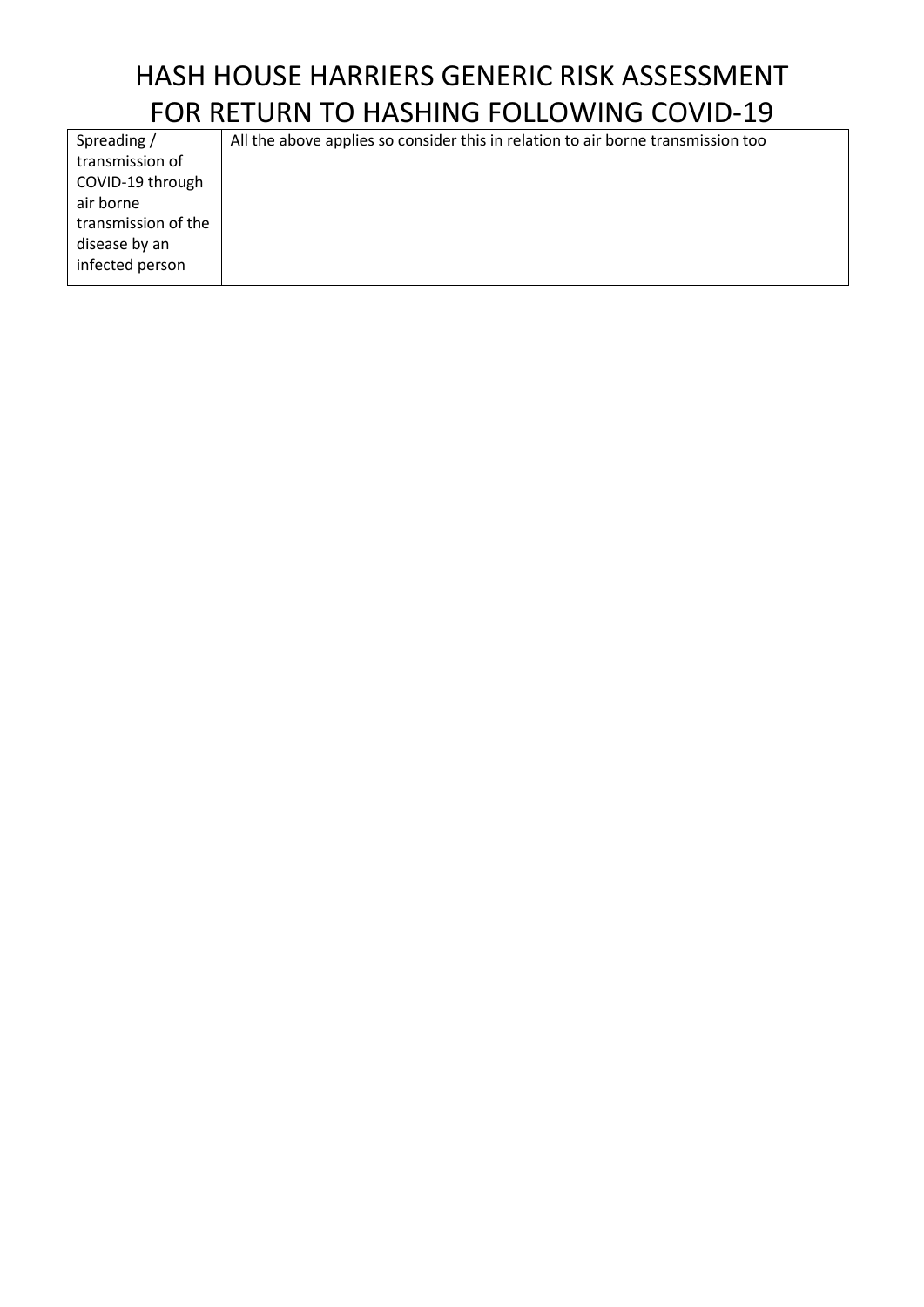| Spreading / transmission of COVID-19 through air borne transmission of the disease by an infected person | All the above applies so consider this in relation to air borne transmission too |
|---|---|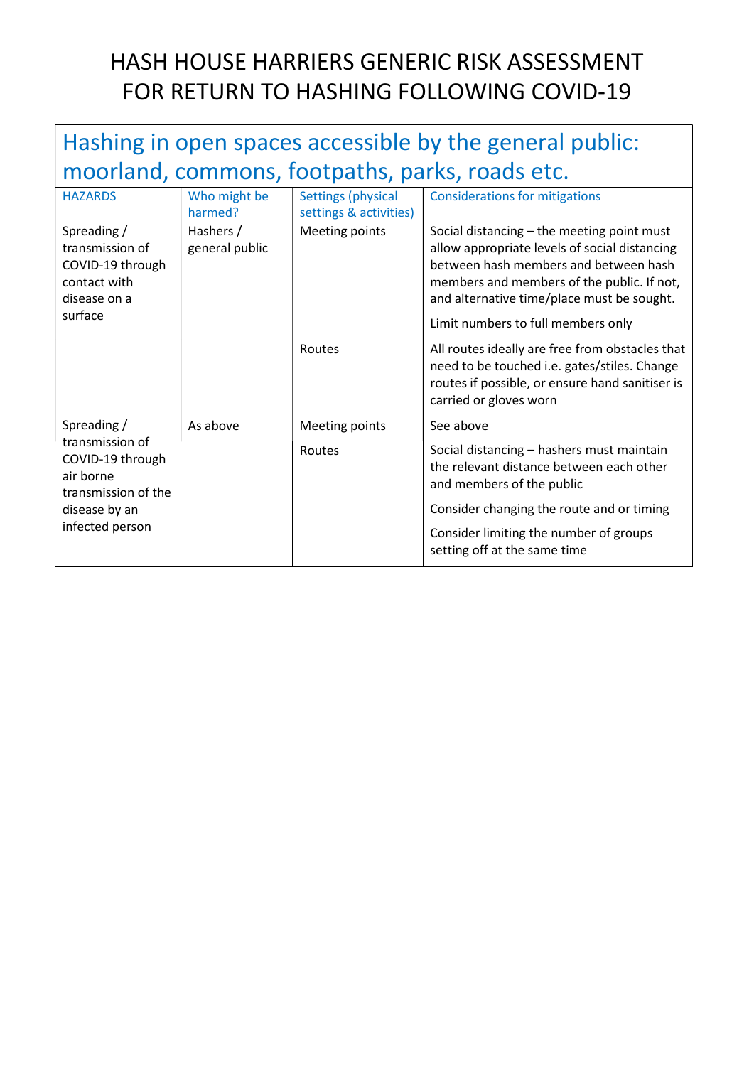# HASH HOUSE HARRIERS GENERIC RISK ASSESSMENT FOR RETURN TO HASHING FOLLOWING COVID-19

## Hashing in open spaces accessible by the general public: moorland, commons, footpaths, parks, roads etc.

| HAZARDS | Who might be harmed? | Settings (physical settings & activities) | Considerations for mitigations |
|---|---|---|---|
| Spreading / transmission of COVID-19 through contact with disease on a surface | Hashers / general public | Meeting points | Social distancing – the meeting point must allow appropriate levels of social distancing between hash members and between hash members and members of the public. If not, and alternative time/place must be sought.<br><br>Limit numbers to full members only |
| | | Routes | All routes ideally are free from obstacles that need to be touched i.e. gates/stiles. Change routes if possible, or ensure hand sanitiser is carried or gloves worn |
| Spreading / transmission of COVID-19 through air borne transmission of the disease by an infected person | As above | Meeting points | See above |
| | | Routes | Social distancing – hashers must maintain the relevant distance between each other and members of the public<br><br>Consider changing the route and or timing<br><br>Consider limiting the number of groups setting off at the same time |